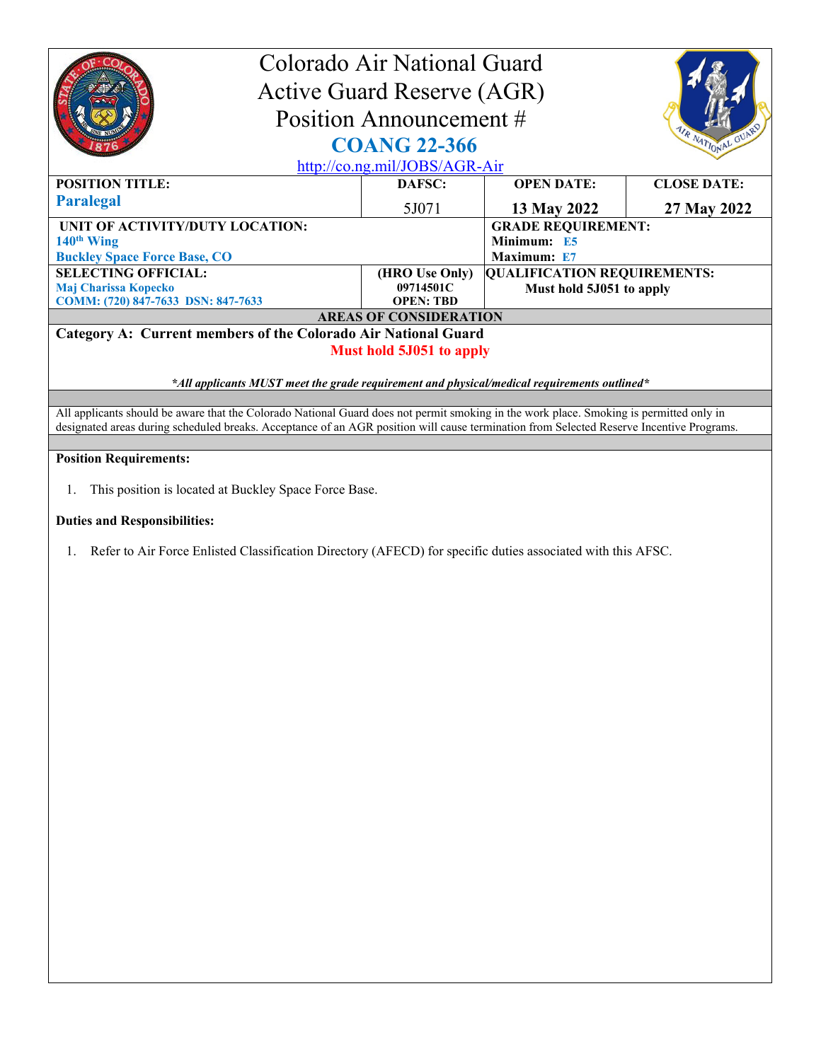# Colorado Air National Guard
# Active Guard Reserve (AGR)
# Position Announcement #
# COANG 22-366

http://co.ng.mil/JOBS/AGR-Air

| POSITION TITLE: | DAFSC: | OPEN DATE: | CLOSE DATE: |
|---|---|---|---|
| **Paralegal** | 5J071 | **13 May 2022** | **27 May 2022** |

| UNIT OF ACTIVITY/DUTY LOCATION: | GRADE REQUIREMENT: |
|---|---|
| **140th Wing**<br>**Buckley Space Force Base, CO** | **Minimum: E5**<br>**Maximum: E7** |

| SELECTING OFFICIAL: | (HRO Use Only) | QUALIFICATION REQUIREMENTS: |
|---|---|---|
| **Maj Charissa Kopecko**<br>**COMM: (720) 847-7633 DSN: 847-7633** | **09714501C**<br>**OPEN: TBD** | **Must hold 5J051 to apply** |

## AREAS OF CONSIDERATION

**Category A: Current members of the Colorado Air National Guard**

**Must hold 5J051 to apply**

***All applicants MUST meet the grade requirement and physical/medical requirements outlined***

All applicants should be aware that the Colorado National Guard does not permit smoking in the work place. Smoking is permitted only in designated areas during scheduled breaks. Acceptance of an AGR position will cause termination from Selected Reserve Incentive Programs.

**Position Requirements:**

1. This position is located at Buckley Space Force Base.

**Duties and Responsibilities:**

1. Refer to Air Force Enlisted Classification Directory (AFECD) for specific duties associated with this AFSC.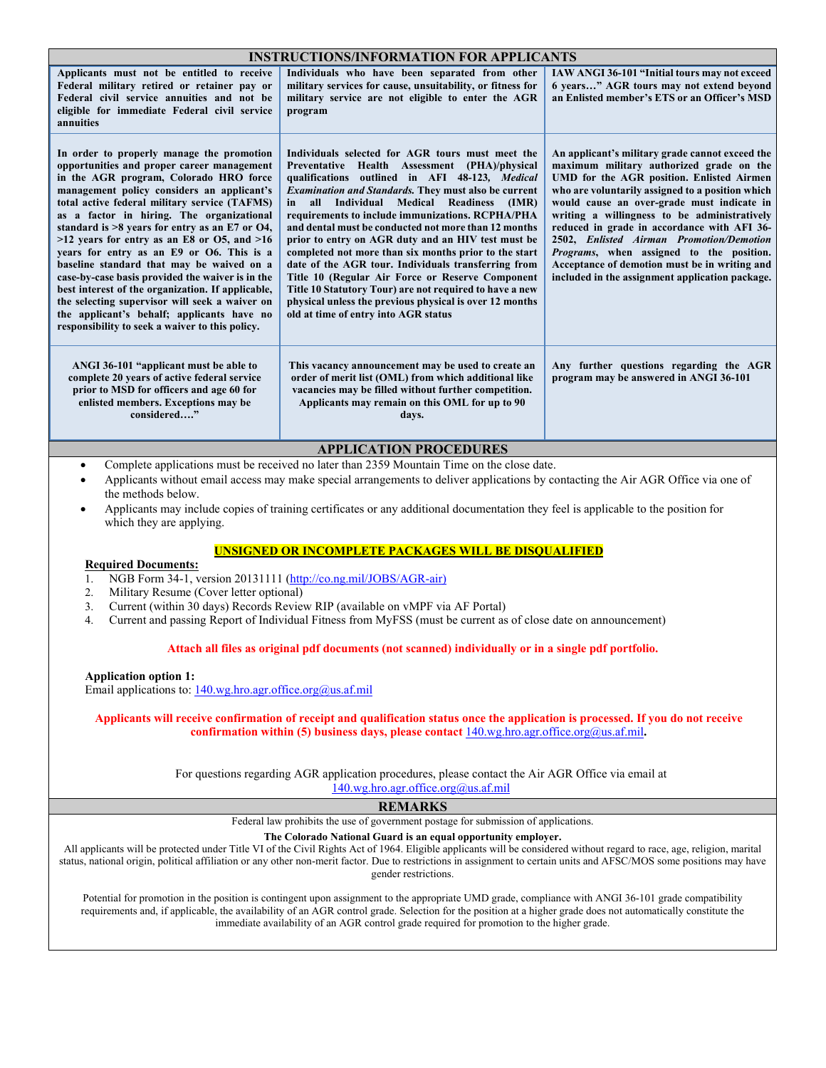## INSTRUCTIONS/INFORMATION FOR APPLICANTS

| | | |
|---|---|---|
| **Applicants must not be entitled to receive Federal military retired or retainer pay or Federal civil service annuities and not be eligible for immediate Federal civil service annuities** | **Individuals who have been separated from other military services for cause, unsuitability, or fitness for military service are not eligible to enter the AGR program** | **IAW ANGI 36-101 "Initial tours may not exceed 6 years…" AGR tours may not extend beyond an Enlisted member's ETS or an Officer's MSD** |
| **In order to properly manage the promotion opportunities and proper career management in the AGR program, Colorado HRO force management policy considers an applicant's total active federal military service (TAFMS) as a factor in hiring. The organizational standard is >8 years for entry as an E7 or O4, >12 years for entry as an E8 or O5, and >16 years for entry as an E9 or O6. This is a baseline standard that may be waived on a case-by-case basis provided the waiver is in the best interest of the organization. If applicable, the selecting supervisor will seek a waiver on the applicant's behalf; applicants have no responsibility to seek a waiver to this policy.** | **Individuals selected for AGR tours must meet the Preventative Health Assessment (PHA)/physical qualifications outlined in AFI 48-123, *Medical Examination and Standards.* They must also be current in all Individual Medical Readiness (IMR) requirements to include immunizations. RCPHA/PHA and dental must be conducted not more than 12 months prior to entry on AGR duty and an HIV test must be completed not more than six months prior to the start date of the AGR tour. Individuals transferring from Title 10 (Regular Air Force or Reserve Component Title 10 Statutory Tour) are not required to have a new physical unless the previous physical is over 12 months old at time of entry into AGR status** | **An applicant's military grade cannot exceed the maximum military authorized grade on the UMD for the AGR position. Enlisted Airmen who are voluntarily assigned to a position which would cause an over-grade must indicate in writing a willingness to be administratively reduced in grade in accordance with AFI 36-2502, *Enlisted Airman Promotion/Demotion Programs*, when assigned to the position. Acceptance of demotion must be in writing and included in the assignment application package.** |
| **ANGI 36-101 "applicant must be able to complete 20 years of active federal service prior to MSD for officers and age 60 for enlisted members. Exceptions may be considered…."** | **This vacancy announcement may be used to create an order of merit list (OML) from which additional like vacancies may be filled without further competition. Applicants may remain on this OML for up to 90 days.** | **Any further questions regarding the AGR program may be answered in ANGI 36-101** |

## APPLICATION PROCEDURES

- Complete applications must be received no later than 2359 Mountain Time on the close date.
- Applicants without email access may make special arrangements to deliver applications by contacting the Air AGR Office via one of the methods below.
- Applicants may include copies of training certificates or any additional documentation they feel is applicable to the position for which they are applying.

**UNSIGNED OR INCOMPLETE PACKAGES WILL BE DISQUALIFIED**

**Required Documents:**

1. NGB Form 34-1, version 20131111 (http://co.ng.mil/JOBS/AGR-air)
2. Military Resume (Cover letter optional)
3. Current (within 30 days) Records Review RIP (available on vMPF via AF Portal)
4. Current and passing Report of Individual Fitness from MyFSS (must be current as of close date on announcement)

**Attach all files as original pdf documents (not scanned) individually or in a single pdf portfolio.**

**Application option 1:**
Email applications to: 140.wg.hro.agr.office.org@us.af.mil

**Applicants will receive confirmation of receipt and qualification status once the application is processed. If you do not receive confirmation within (5) business days, please contact 140.wg.hro.agr.office.org@us.af.mil.**

For questions regarding AGR application procedures, please contact the Air AGR Office via email at 140.wg.hro.agr.office.org@us.af.mil

## REMARKS

Federal law prohibits the use of government postage for submission of applications.

**The Colorado National Guard is an equal opportunity employer.**

All applicants will be protected under Title VI of the Civil Rights Act of 1964. Eligible applicants will be considered without regard to race, age, religion, marital status, national origin, political affiliation or any other non-merit factor. Due to restrictions in assignment to certain units and AFSC/MOS some positions may have gender restrictions.

Potential for promotion in the position is contingent upon assignment to the appropriate UMD grade, compliance with ANGI 36-101 grade compatibility requirements and, if applicable, the availability of an AGR control grade. Selection for the position at a higher grade does not automatically constitute the immediate availability of an AGR control grade required for promotion to the higher grade.